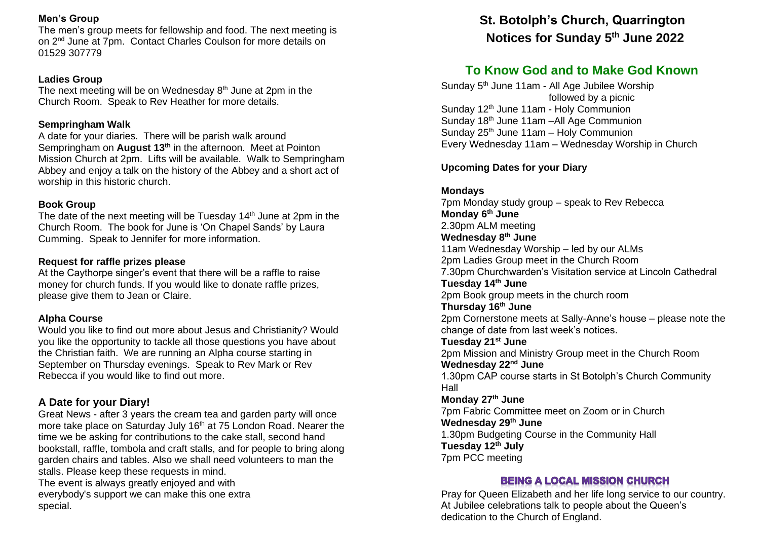**Men's Group**

The men's group meets for fellowship and food. The next meeting is on 2nd June at 7pm. Contact Charles Coulson for more details on 01529 307779

**Ladies Group**

The next meeting will be on Wednesday 8th June at 2pm in the Church Room. Speak to Rev Heather for more details.

**Sempringham Walk**

A date for your diaries. There will be parish walk around Sempringham on **August 13th** in the afternoon. Meet at Pointon Mission Church at 2pm. Lifts will be available. Walk to Sempringham Abbey and enjoy a talk on the history of the Abbey and a short act of worship in this historic church.

**Book Group**

The date of the next meeting will be Tuesday 14th June at 2pm in the Church Room. The book for June is 'On Chapel Sands' by Laura Cumming. Speak to Jennifer for more information.

**Request for raffle prizes please**

At the Caythorpe singer's event that there will be a raffle to raise money for church funds. If you would like to donate raffle prizes, please give them to Jean or Claire.

**Alpha Course**

Would you like to find out more about Jesus and Christianity? Would you like the opportunity to tackle all those questions you have about the Christian faith. We are running an Alpha course starting in September on Thursday evenings. Speak to Rev Mark or Rev Rebecca if you would like to find out more.

## A Date for your Diary!

Great News - after 3 years the cream tea and garden party will once more take place on Saturday July 16th at 75 London Road. Nearer the time we be asking for contributions to the cake stall, second hand bookstall, raffle, tombola and craft stalls, and for people to bring along garden chairs and tables. Also we shall need volunteers to man the stalls. Please keep these requests in mind.

The event is always greatly enjoyed and with everybody's support we can make this one extra special.

# St. Botolph's Church, Quarrington
# Notices for Sunday 5th June 2022

## To Know God and to Make God Known

Sunday 5th June 11am - All Age Jubilee Worship followed by a picnic
Sunday 12th June 11am - Holy Communion
Sunday 18th June 11am –All Age Communion
Sunday 25th June 11am – Holy Communion
Every Wednesday 11am – Wednesday Worship in Church

**Upcoming Dates for your Diary**

**Mondays**
7pm Monday study group – speak to Rev Rebecca

**Monday 6th June**
2.30pm ALM meeting

**Wednesday 8th June**
11am Wednesday Worship – led by our ALMs
2pm Ladies Group meet in the Church Room
7.30pm Churchwarden's Visitation service at Lincoln Cathedral

**Tuesday 14th June**
2pm Book group meets in the church room

**Thursday 16th June**
2pm Cornerstone meets at Sally-Anne's house – please note the change of date from last week's notices.

**Tuesday 21st June**
2pm Mission and Ministry Group meet in the Church Room

**Wednesday 22nd June**
1.30pm CAP course starts in St Botolph's Church Community Hall

**Monday 27th June**
7pm Fabric Committee meet on Zoom or in Church

**Wednesday 29th June**
1.30pm Budgeting Course in the Community Hall

**Tuesday 12th July**
7pm PCC meeting

## BEING A LOCAL MISSION CHURCH

Pray for Queen Elizabeth and her life long service to our country. At Jubilee celebrations talk to people about the Queen's dedication to the Church of England.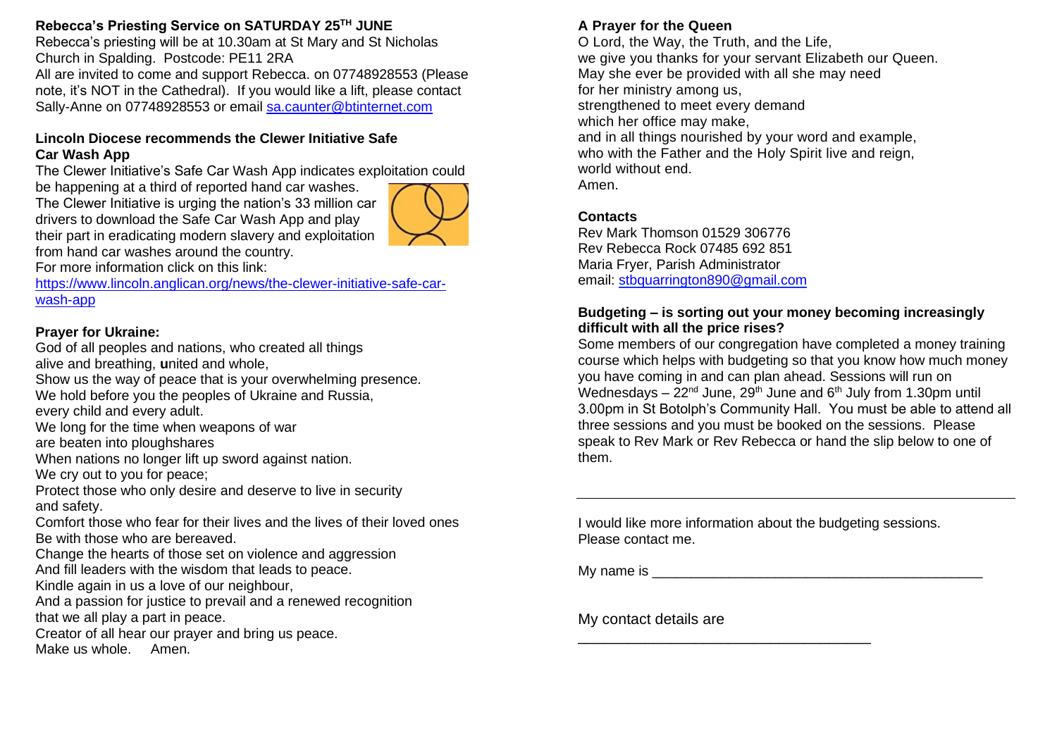**Rebecca's Priesting Service on SATURDAY 25TH JUNE**

Rebecca's priesting will be at 10.30am at St Mary and St Nicholas Church in Spalding. Postcode: PE11 2RA

All are invited to come and support Rebecca. on 07748928553 (Please note, it's NOT in the Cathedral). If you would like a lift, please contact Sally-Anne on 07748928553 or email sa.caunter@btinternet.com

**Lincoln Diocese recommends the Clewer Initiative Safe Car Wash App**

The Clewer Initiative's Safe Car Wash App indicates exploitation could be happening at a third of reported hand car washes.

The Clewer Initiative is urging the nation's 33 million car drivers to download the Safe Car Wash App and play their part in eradicating modern slavery and exploitation from hand car washes around the country.

For more information click on this link:

https://www.lincoln.anglican.org/news/the-clewer-initiative-safe-car-wash-app

**Prayer for Ukraine:**

God of all peoples and nations, who created all things
alive and breathing, **u**nited and whole,
Show us the way of peace that is your overwhelming presence.
We hold before you the peoples of Ukraine and Russia,
every child and every adult.
We long for the time when weapons of war
are beaten into ploughshares
When nations no longer lift up sword against nation.
We cry out to you for peace;
Protect those who only desire and deserve to live in security
and safety.
Comfort those who fear for their lives and the lives of their loved ones
Be with those who are bereaved.
Change the hearts of those set on violence and aggression
And fill leaders with the wisdom that leads to peace.
Kindle again in us a love of our neighbour,
And a passion for justice to prevail and a renewed recognition
that we all play a part in peace.
Creator of all hear our prayer and bring us peace.
Make us whole. Amen.

**A Prayer for the Queen**

O Lord, the Way, the Truth, and the Life,
we give you thanks for your servant Elizabeth our Queen.
May she ever be provided with all she may need
for her ministry among us,
strengthened to meet every demand
which her office may make,
and in all things nourished by your word and example,
who with the Father and the Holy Spirit live and reign,
world without end.
Amen.

**Contacts**

Rev Mark Thomson 01529 306776
Rev Rebecca Rock 07485 692 851
Maria Fryer, Parish Administrator
email: stbquarrington890@gmail.com

**Budgeting – is sorting out your money becoming increasingly difficult with all the price rises?**

Some members of our congregation have completed a money training course which helps with budgeting so that you know how much money you have coming in and can plan ahead. Sessions will run on Wednesdays – 22nd June, 29th June and 6th July from 1.30pm until 3.00pm in St Botolph's Community Hall. You must be able to attend all three sessions and you must be booked on the sessions. Please speak to Rev Mark or Rev Rebecca or hand the slip below to one of them.

---

I would like more information about the budgeting sessions.
Please contact me.

My name is ____________________________________________

My contact details are
____________________________________